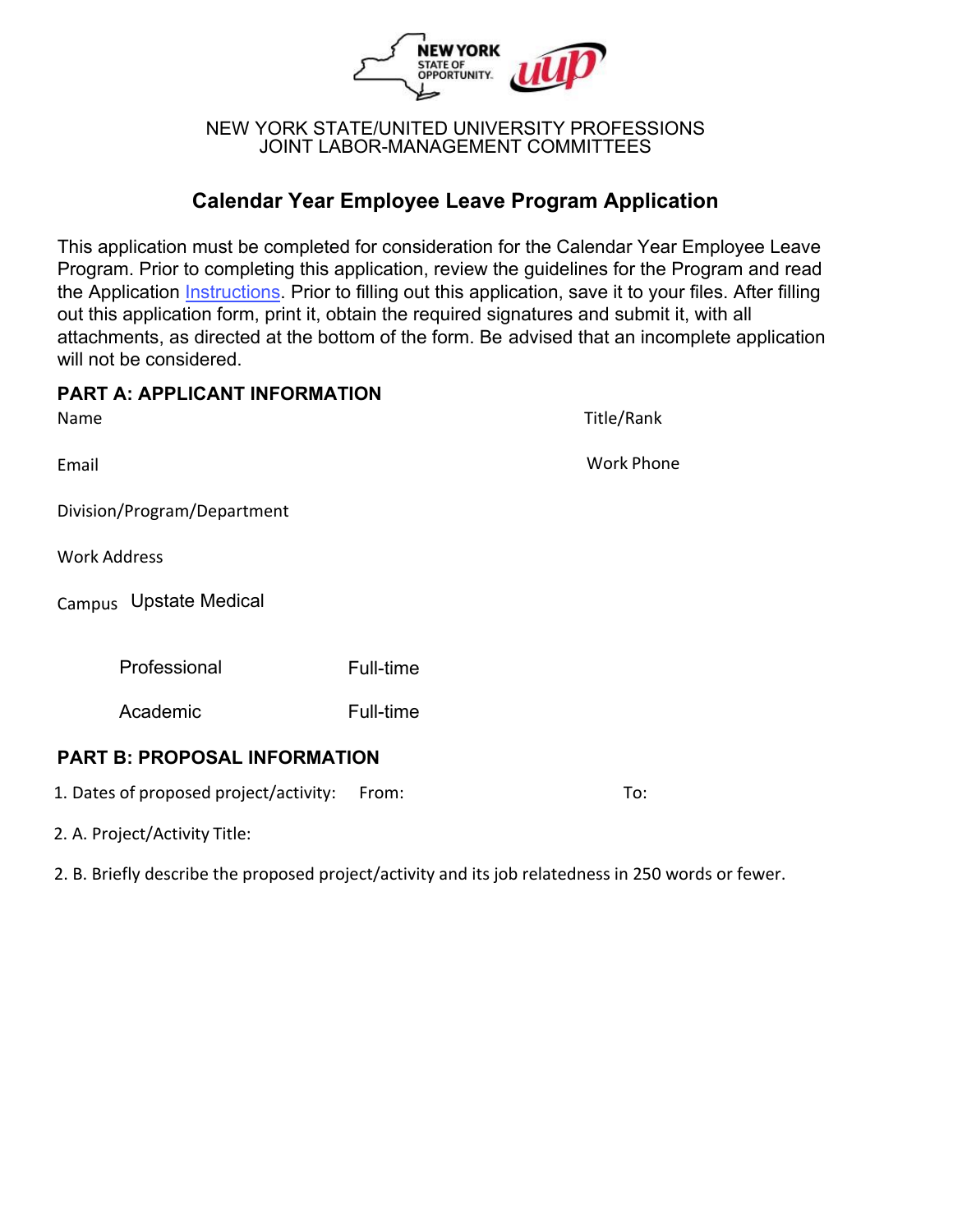NEW YORK STATE/UNITED UNIVERSITY PROFESSIONS
JOINT LABOR-MANAGEMENT COMMITTEES

## Calendar Year Employee Leave Program Application

This application must be completed for consideration for the Calendar Year Employee Leave Program. Prior to completing this application, review the guidelines for the Program and read the Application Instructions. Prior to filling out this application, save it to your files. After filling out this application form, print it, obtain the required signatures and submit it, with all attachments, as directed at the bottom of the form. Be advised that an incomplete application will not be considered.

### PART A: APPLICANT INFORMATION

Name

Title/Rank

Email

Work Phone

Division/Program/Department

Work Address

Campus Upstate Medical

Professional Full-time

Academic Full-time

### PART B: PROPOSAL INFORMATION

1. Dates of proposed project/activity: From: To:

2. A. Project/Activity Title:

2. B. Briefly describe the proposed project/activity and its job relatedness in 250 words or fewer.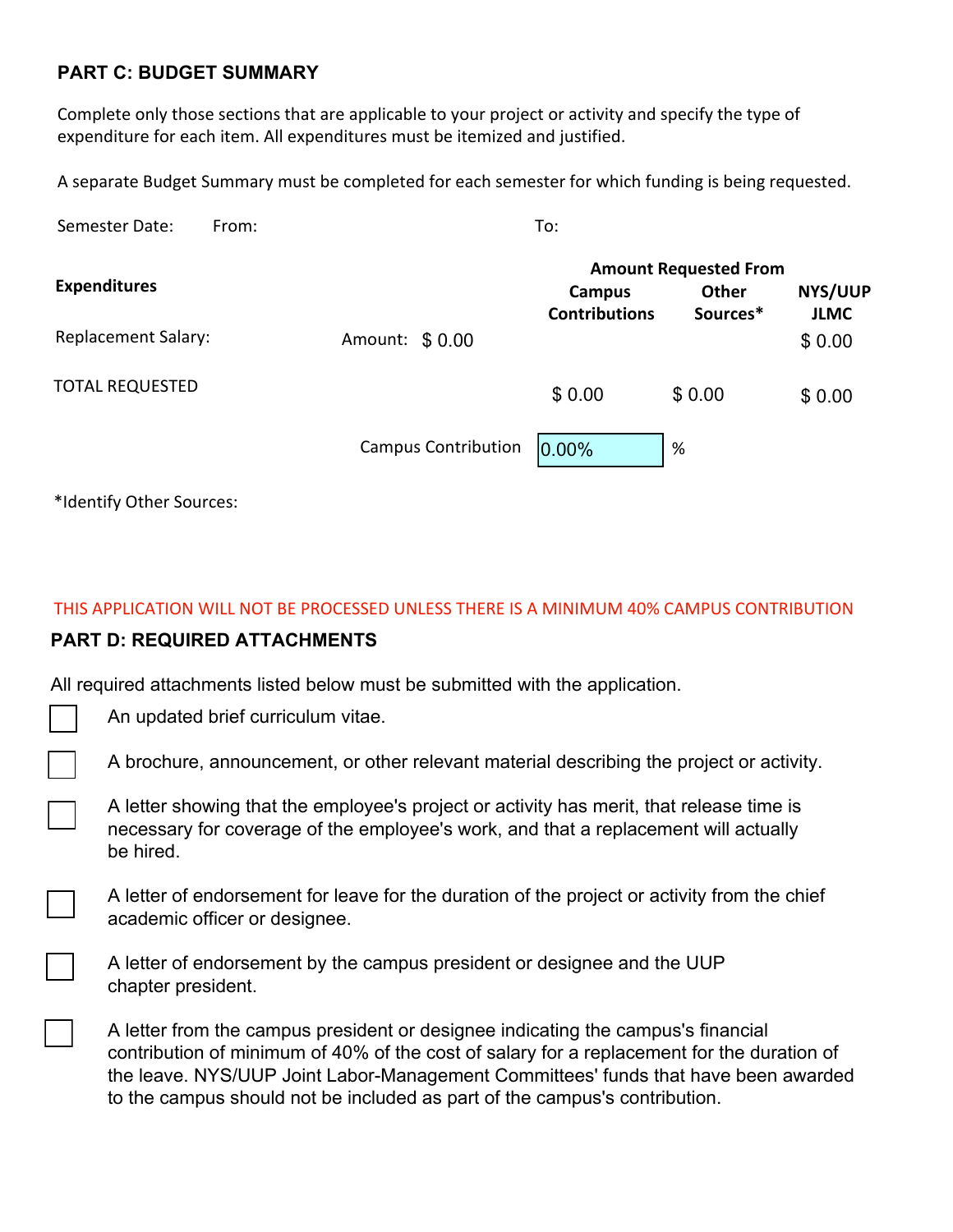## PART C: BUDGET SUMMARY

Complete only those sections that are applicable to your project or activity and specify the type of expenditure for each item. All expenditures must be itemized and justified.

A separate Budget Summary must be completed for each semester for which funding is being requested.

Semester Date: From: To:

| Expenditures | | Amount Requested From | | |
|---|---|---|---|---|
| | | Campus Contributions | Other Sources* | NYS/UUP JLMC |
| Replacement Salary: | Amount: $ 0.00 | | | $ 0.00 |
| TOTAL REQUESTED | | $ 0.00 | $ 0.00 | $ 0.00 |

Campus Contribution 0.00% %

*Identify Other Sources:

THIS APPLICATION WILL NOT BE PROCESSED UNLESS THERE IS A MINIMUM 40% CAMPUS CONTRIBUTION

## PART D: REQUIRED ATTACHMENTS

All required attachments listed below must be submitted with the application.

- [ ] An updated brief curriculum vitae.
- [ ] A brochure, announcement, or other relevant material describing the project or activity.
- [ ] A letter showing that the employee's project or activity has merit, that release time is necessary for coverage of the employee's work, and that a replacement will actually be hired.
- [ ] A letter of endorsement for leave for the duration of the project or activity from the chief academic officer or designee.
- [ ] A letter of endorsement by the campus president or designee and the UUP chapter president.
- [ ] A letter from the campus president or designee indicating the campus's financial contribution of minimum of 40% of the cost of salary for a replacement for the duration of the leave. NYS/UUP Joint Labor-Management Committees' funds that have been awarded to the campus should not be included as part of the campus's contribution.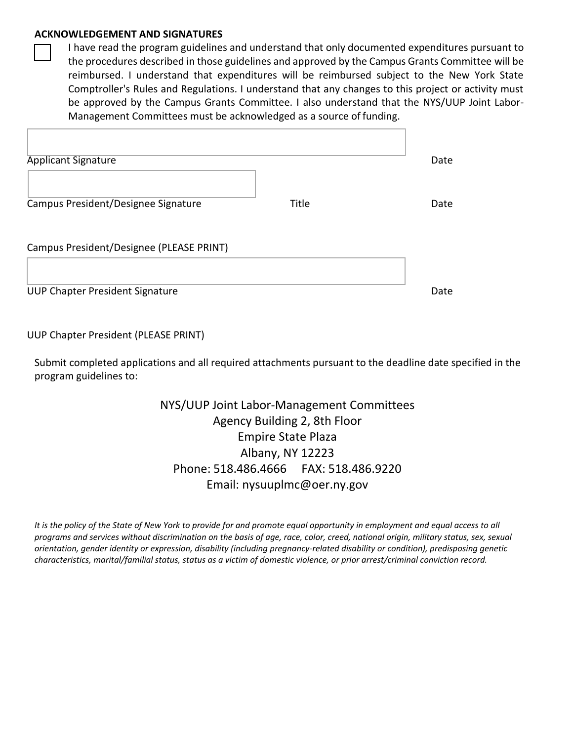**ACKNOWLEDGEMENT AND SIGNATURES**

☐ I have read the program guidelines and understand that only documented expenditures pursuant to the procedures described in those guidelines and approved by the Campus Grants Committee will be reimbursed. I understand that expenditures will be reimbursed subject to the New York State Comptroller's Rules and Regulations. I understand that any changes to this project or activity must be approved by the Campus Grants Committee. I also understand that the NYS/UUP Joint Labor-Management Committees must be acknowledged as a source of funding.

Applicant Signature　　　　　　　　　　　　　　　　　　　　Date

Campus President/Designee Signature　　　　　　Title　　　　　　Date

Campus President/Designee (PLEASE PRINT)

UUP Chapter President Signature　　　　　　　　　　　　　　Date

UUP Chapter President (PLEASE PRINT)

Submit completed applications and all required attachments pursuant to the deadline date specified in the program guidelines to:

NYS/UUP Joint Labor-Management Committees
Agency Building 2, 8th Floor
Empire State Plaza
Albany, NY 12223
Phone: 518.486.4666　　FAX: 518.486.9220
Email: nysuuplmc@oer.ny.gov

*It is the policy of the State of New York to provide for and promote equal opportunity in employment and equal access to all programs and services without discrimination on the basis of age, race, color, creed, national origin, military status, sex, sexual orientation, gender identity or expression, disability (including pregnancy-related disability or condition), predisposing genetic characteristics, marital/familial status, status as a victim of domestic violence, or prior arrest/criminal conviction record.*